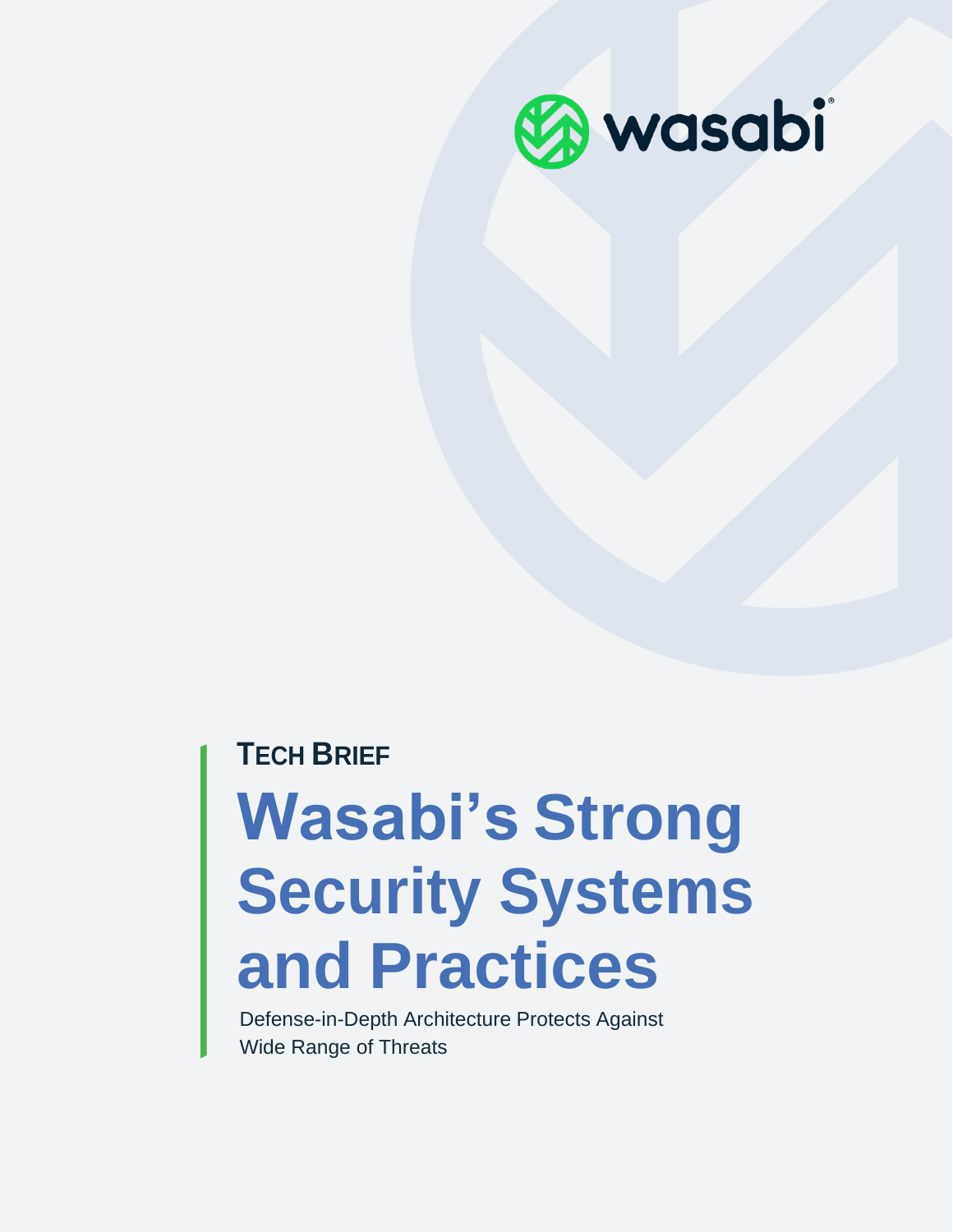wasabi

TECH BRIEF

# Wasabi's Strong Security Systems and Practices

Defense-in-Depth Architecture Protects Against Wide Range of Threats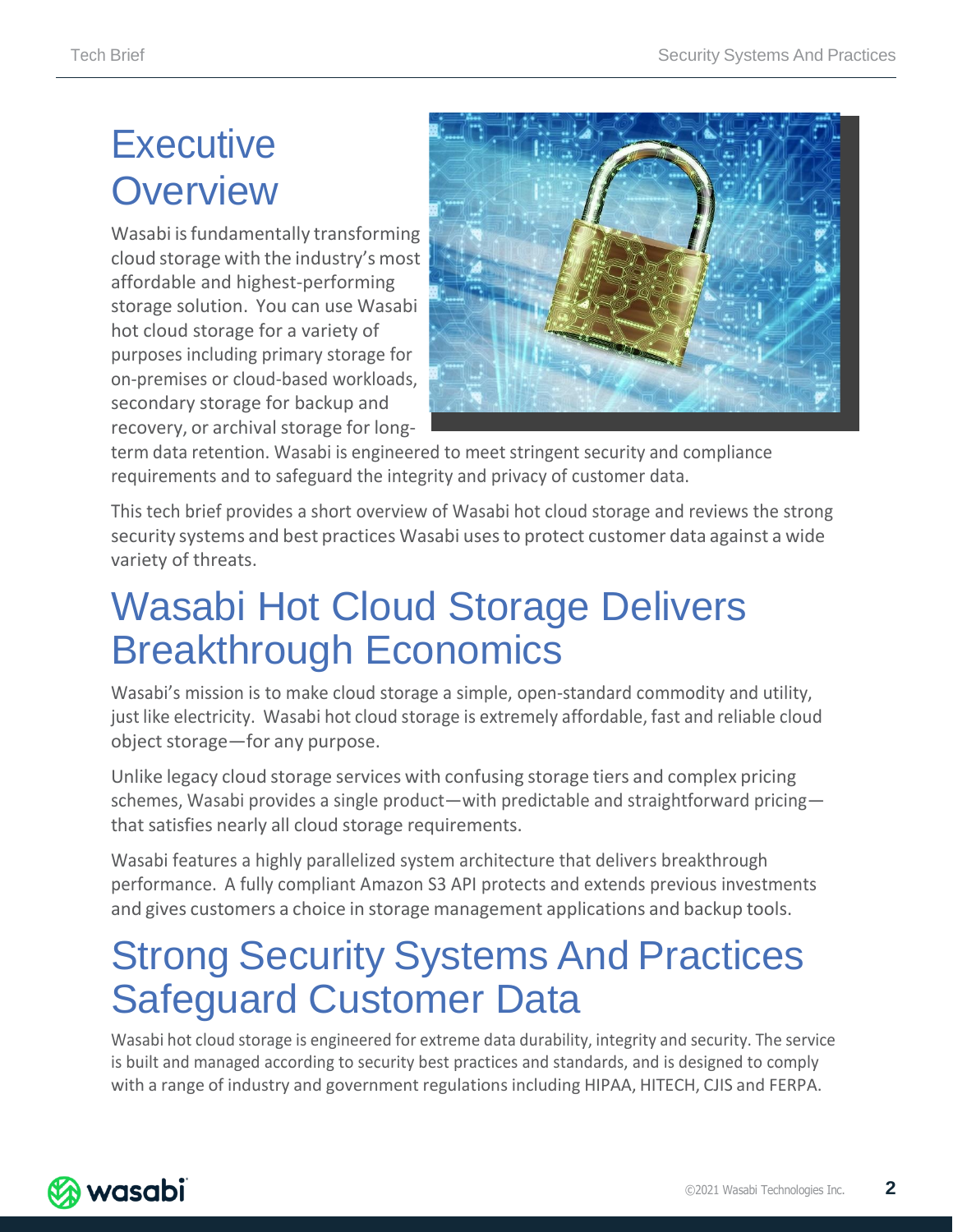# Executive Overview

Wasabi is fundamentally transforming cloud storage with the industry's most affordable and highest-performing storage solution. You can use Wasabi hot cloud storage for a variety of purposes including primary storage for on-premises or cloud-based workloads, secondary storage for backup and recovery, or archival storage for long-term data retention. Wasabi is engineered to meet stringent security and compliance requirements and to safeguard the integrity and privacy of customer data.

This tech brief provides a short overview of Wasabi hot cloud storage and reviews the strong security systems and best practices Wasabi uses to protect customer data against a wide variety of threats.

# Wasabi Hot Cloud Storage Delivers Breakthrough Economics

Wasabi's mission is to make cloud storage a simple, open-standard commodity and utility, just like electricity. Wasabi hot cloud storage is extremely affordable, fast and reliable cloud object storage—for any purpose.

Unlike legacy cloud storage services with confusing storage tiers and complex pricing schemes, Wasabi provides a single product—with predictable and straightforward pricing—that satisfies nearly all cloud storage requirements.

Wasabi features a highly parallelized system architecture that delivers breakthrough performance. A fully compliant Amazon S3 API protects and extends previous investments and gives customers a choice in storage management applications and backup tools.

# Strong Security Systems And Practices Safeguard Customer Data

Wasabi hot cloud storage is engineered for extreme data durability, integrity and security. The service is built and managed according to security best practices and standards, and is designed to comply with a range of industry and government regulations including HIPAA, HITECH, CJIS and FERPA.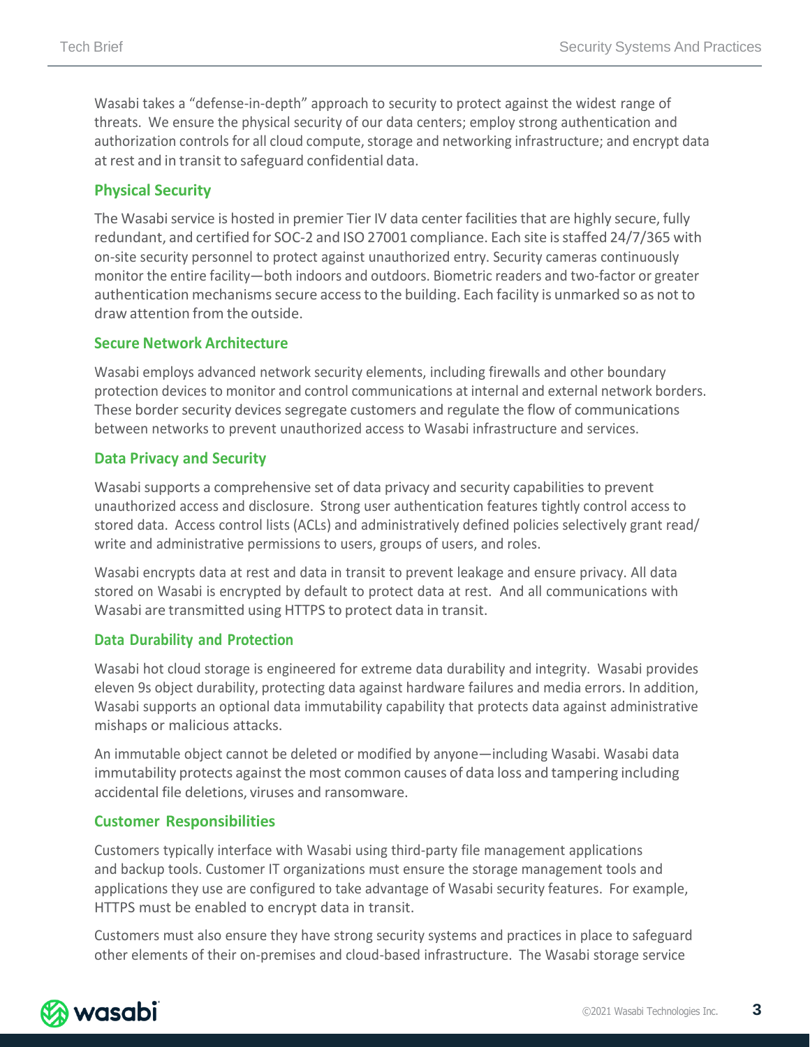Wasabi takes a "defense-in-depth" approach to security to protect against the widest range of threats. We ensure the physical security of our data centers; employ strong authentication and authorization controls for all cloud compute, storage and networking infrastructure; and encrypt data at rest and in transit to safeguard confidential data.

## Physical Security

The Wasabi service is hosted in premier Tier IV data center facilities that are highly secure, fully redundant, and certified for SOC-2 and ISO 27001 compliance. Each site is staffed 24/7/365 with on-site security personnel to protect against unauthorized entry. Security cameras continuously monitor the entire facility—both indoors and outdoors. Biometric readers and two-factor or greater authentication mechanisms secure access to the building. Each facility is unmarked so as not to draw attention from the outside.

## Secure Network Architecture

Wasabi employs advanced network security elements, including firewalls and other boundary protection devices to monitor and control communications at internal and external network borders. These border security devices segregate customers and regulate the flow of communications between networks to prevent unauthorized access to Wasabi infrastructure and services.

## Data Privacy and Security

Wasabi supports a comprehensive set of data privacy and security capabilities to prevent unauthorized access and disclosure. Strong user authentication features tightly control access to stored data. Access control lists (ACLs) and administratively defined policies selectively grant read/write and administrative permissions to users, groups of users, and roles.

Wasabi encrypts data at rest and data in transit to prevent leakage and ensure privacy. All data stored on Wasabi is encrypted by default to protect data at rest. And all communications with Wasabi are transmitted using HTTPS to protect data in transit.

## Data Durability and Protection

Wasabi hot cloud storage is engineered for extreme data durability and integrity. Wasabi provides eleven 9s object durability, protecting data against hardware failures and media errors. In addition, Wasabi supports an optional data immutability capability that protects data against administrative mishaps or malicious attacks.

An immutable object cannot be deleted or modified by anyone—including Wasabi. Wasabi data immutability protects against the most common causes of data loss and tampering including accidental file deletions, viruses and ransomware.

## Customer Responsibilities

Customers typically interface with Wasabi using third-party file management applications and backup tools. Customer IT organizations must ensure the storage management tools and applications they use are configured to take advantage of Wasabi security features. For example, HTTPS must be enabled to encrypt data in transit.

Customers must also ensure they have strong security systems and practices in place to safeguard other elements of their on-premises and cloud-based infrastructure. The Wasabi storage service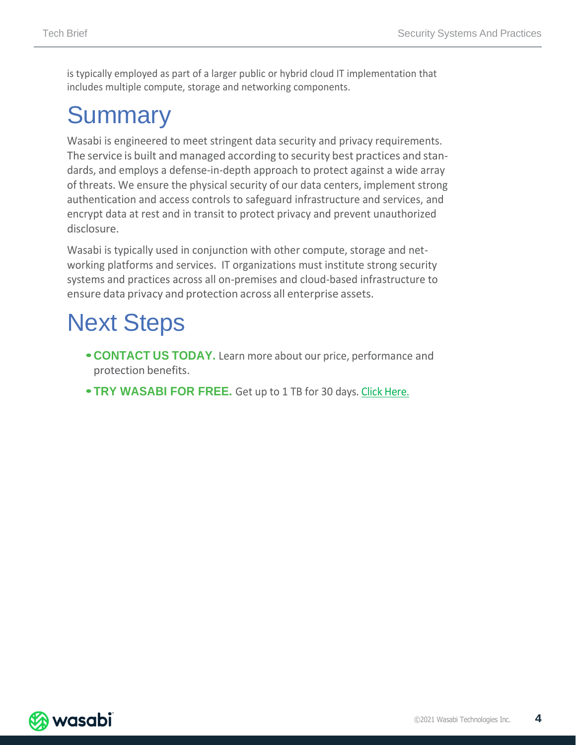is typically employed as part of a larger public or hybrid cloud IT implementation that includes multiple compute, storage and networking components.

# Summary

Wasabi is engineered to meet stringent data security and privacy requirements. The service is built and managed according to security best practices and standards, and employs a defense-in-depth approach to protect against a wide array of threats. We ensure the physical security of our data centers, implement strong authentication and access controls to safeguard infrastructure and services, and encrypt data at rest and in transit to protect privacy and prevent unauthorized disclosure.

Wasabi is typically used in conjunction with other compute, storage and networking platforms and services. IT organizations must institute strong security systems and practices across all on-premises and cloud-based infrastructure to ensure data privacy and protection across all enterprise assets.

# Next Steps

- **CONTACT US TODAY.** Learn more about our price, performance and protection benefits.
- **TRY WASABI FOR FREE.** Get up to 1 TB for 30 days. Click Here.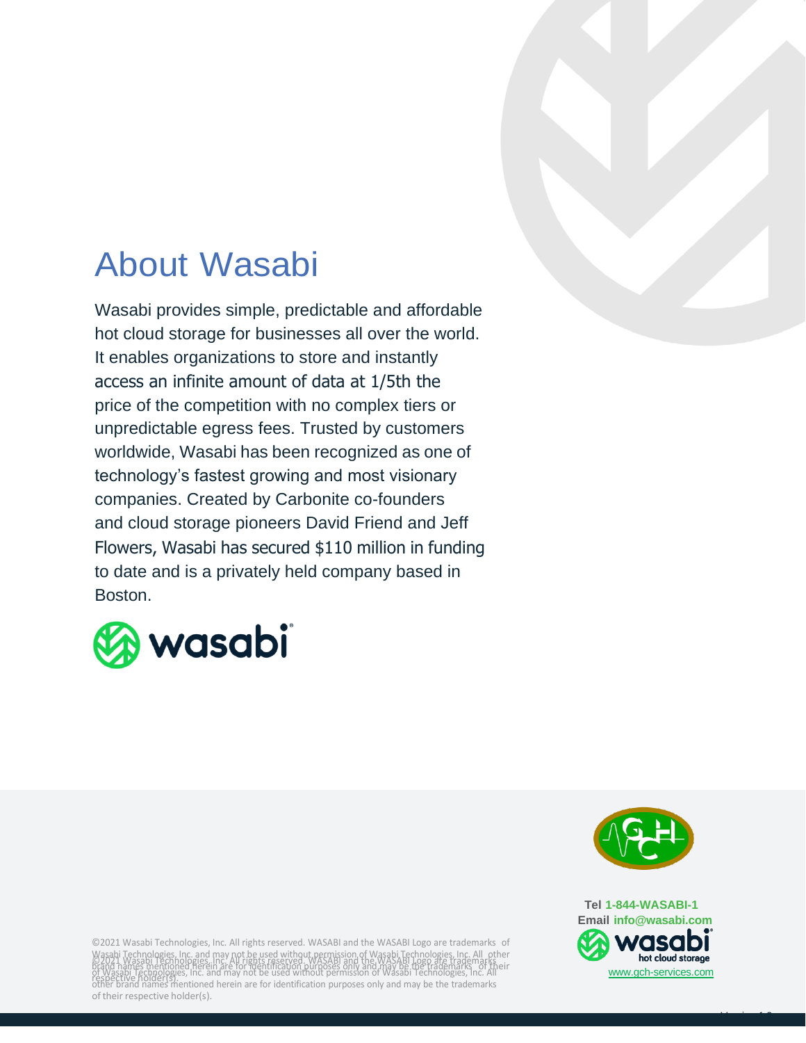# About Wasabi

Wasabi provides simple, predictable and affordable hot cloud storage for businesses all over the world. It enables organizations to store and instantly access an infinite amount of data at 1/5th the price of the competition with no complex tiers or unpredictable egress fees. Trusted by customers worldwide, Wasabi has been recognized as one of technology's fastest growing and most visionary companies. Created by Carbonite co-founders and cloud storage pioneers David Friend and Jeff Flowers, Wasabi has secured $110 million in funding to date and is a privately held company based in Boston.

**Tel** 1-844-WASABI-1
**Email** info@wasabi.com

www.gch-services.com

©2021 Wasabi Technologies, Inc. All rights reserved. WASABI and the WASABI Logo are trademarks of Wasabi Technologies, Inc. and may not be used without permission of Wasabi Technologies, Inc. All other brand names mentioned herein are for identification purposes only and may be the trademarks of their respective holder(s).